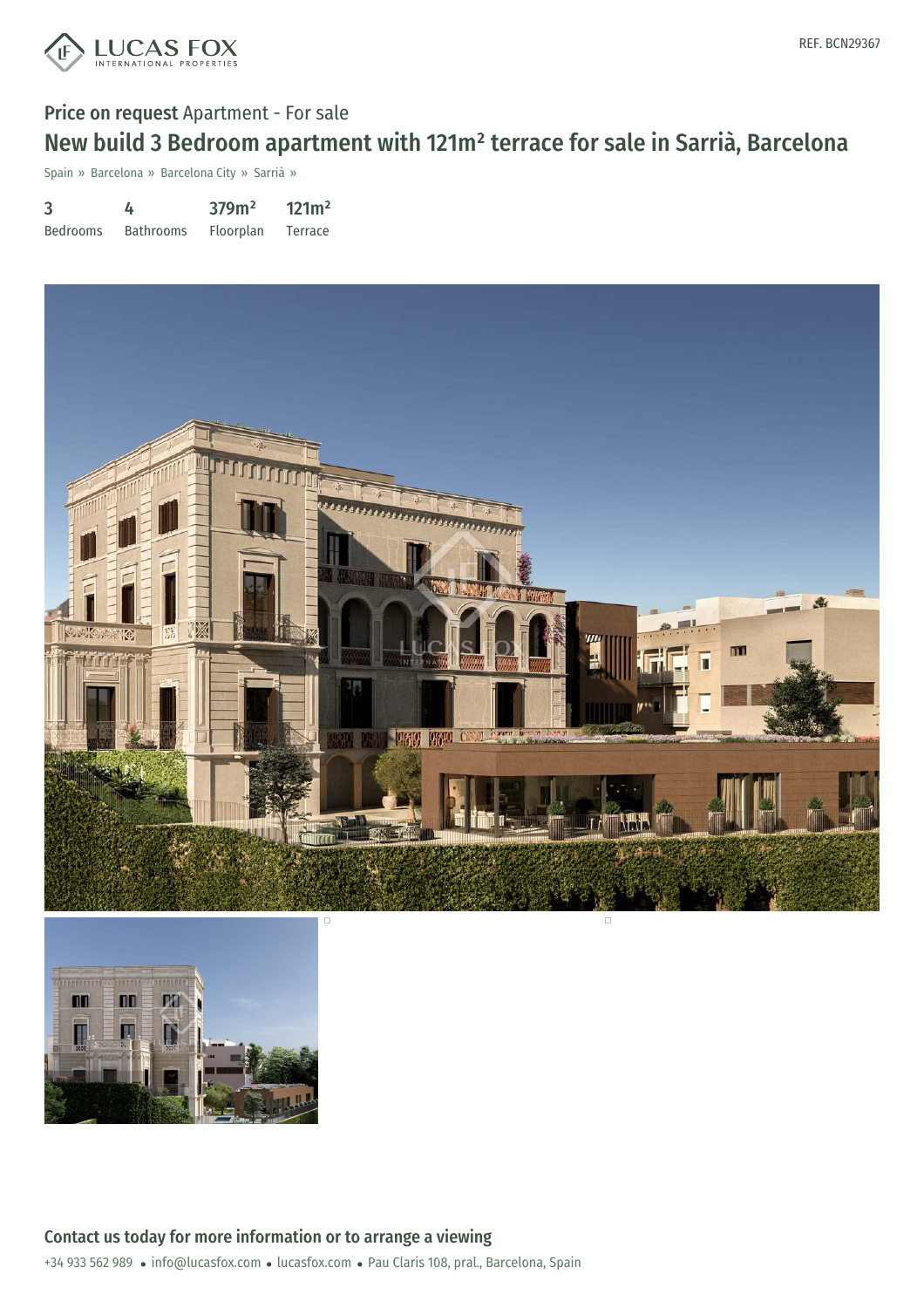REF. BCN29367

**Price on request** Apartment - For sale

# New build 3 Bedroom apartment with 121m² terrace for sale in Sarrià, Barcelona

Spain » Barcelona » Barcelona City » Sarrià »

| 3 | 4 | 379m² | 121m² |
| --- | --- | --- | --- |
| Bedrooms | Bathrooms | Floorplan | Terrace |

## Contact us today for more information or to arrange a viewing

+34 933 562 989 • info@lucasfox.com • lucasfox.com • Pau Claris 108, pral., Barcelona, Spain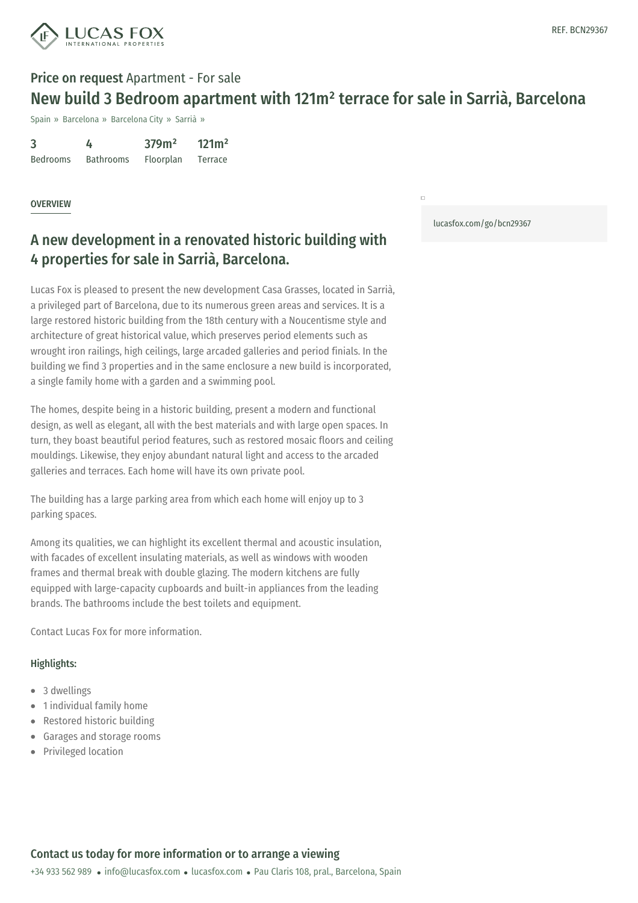REF. BCN29367

**Price on request** Apartment - For sale

# New build 3 Bedroom apartment with 121m² terrace for sale in Sarrià, Barcelona

Spain » Barcelona » Barcelona City » Sarrià »

| 3 | 4 | 379m² | 121m² |
|---|---|---|---|
| Bedrooms | Bathrooms | Floorplan | Terrace |

lucasfox.com/go/bcn29367

## OVERVIEW

## A new development in a renovated historic building with 4 properties for sale in Sarrià, Barcelona.

Lucas Fox is pleased to present the new development Casa Grasses, located in Sarrià, a privileged part of Barcelona, due to its numerous green areas and services. It is a large restored historic building from the 18th century with a Noucentisme style and architecture of great historical value, which preserves period elements such as wrought iron railings, high ceilings, large arcaded galleries and period finials. In the building we find 3 properties and in the same enclosure a new build is incorporated, a single family home with a garden and a swimming pool.

The homes, despite being in a historic building, present a modern and functional design, as well as elegant, all with the best materials and with large open spaces. In turn, they boast beautiful period features, such as restored mosaic floors and ceiling mouldings. Likewise, they enjoy abundant natural light and access to the arcaded galleries and terraces. Each home will have its own private pool.

The building has a large parking area from which each home will enjoy up to 3 parking spaces.

Among its qualities, we can highlight its excellent thermal and acoustic insulation, with facades of excellent insulating materials, as well as windows with wooden frames and thermal break with double glazing. The modern kitchens are fully equipped with large-capacity cupboards and built-in appliances from the leading brands. The bathrooms include the best toilets and equipment.

Contact Lucas Fox for more information.

### Highlights:

- 3 dwellings
- 1 individual family home
- Restored historic building
- Garages and storage rooms
- Privileged location

### Contact us today for more information or to arrange a viewing

+34 933 562 989 • info@lucasfox.com • lucasfox.com • Pau Claris 108, pral., Barcelona, Spain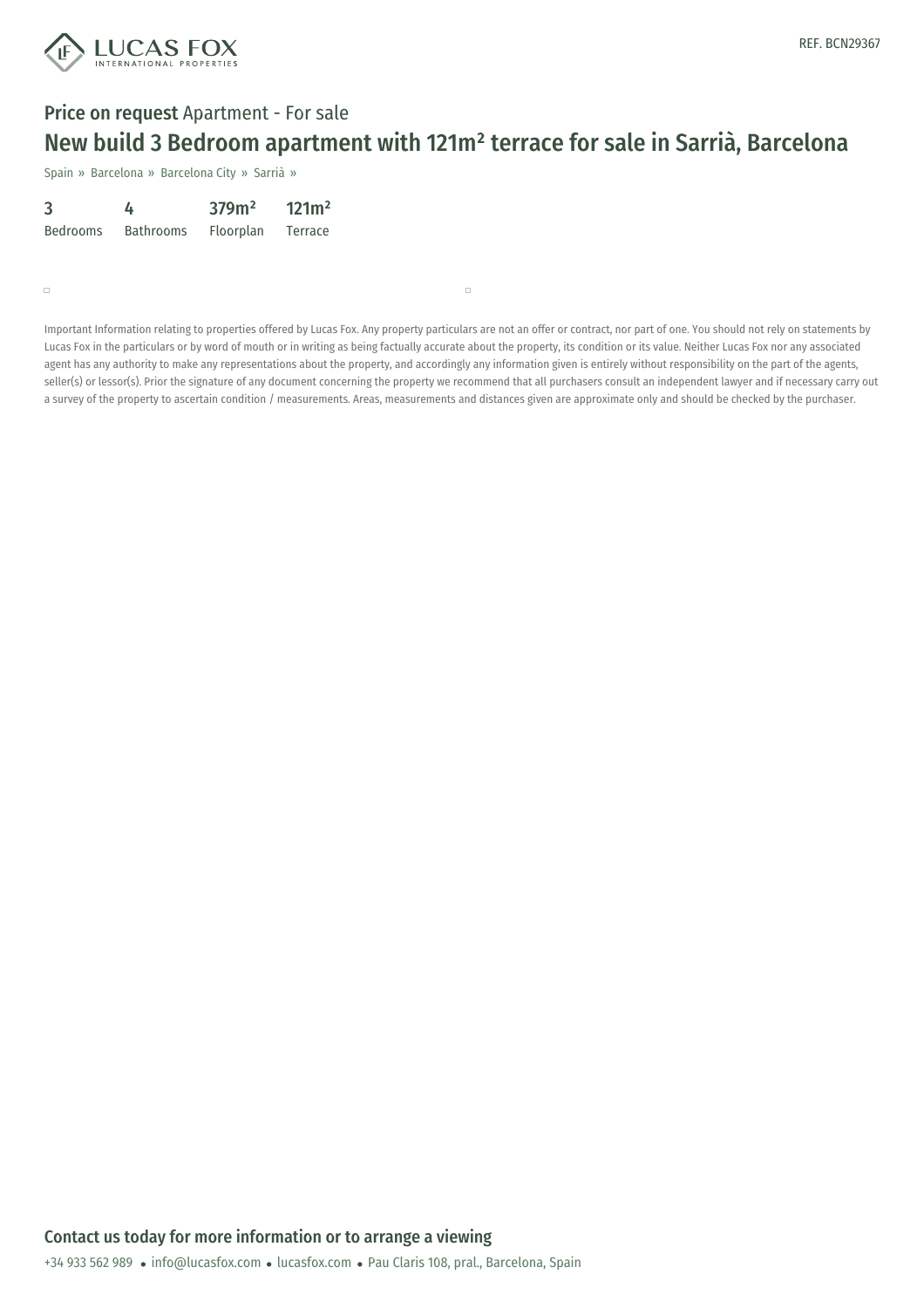**Price on request** Apartment - For sale

# New build 3 Bedroom apartment with 121m² terrace for sale in Sarrià, Barcelona

Spain » Barcelona » Barcelona City » Sarrià »

| 3 | 4 | 379m² | 121m² |
|---|---|---|---|
| Bedrooms | Bathrooms | Floorplan | Terrace |

Important Information relating to properties offered by Lucas Fox. Any property particulars are not an offer or contract, nor part of one. You should not rely on statements by Lucas Fox in the particulars or by word of mouth or in writing as being factually accurate about the property, its condition or its value. Neither Lucas Fox nor any associated agent has any authority to make any representations about the property, and accordingly any information given is entirely without responsibility on the part of the agents, seller(s) or lessor(s). Prior the signature of any document concerning the property we recommend that all purchasers consult an independent lawyer and if necessary carry out a survey of the property to ascertain condition / measurements. Areas, measurements and distances given are approximate only and should be checked by the purchaser.

## Contact us today for more information or to arrange a viewing

+34 933 562 989 • info@lucasfox.com • lucasfox.com • Pau Claris 108, pral., Barcelona, Spain